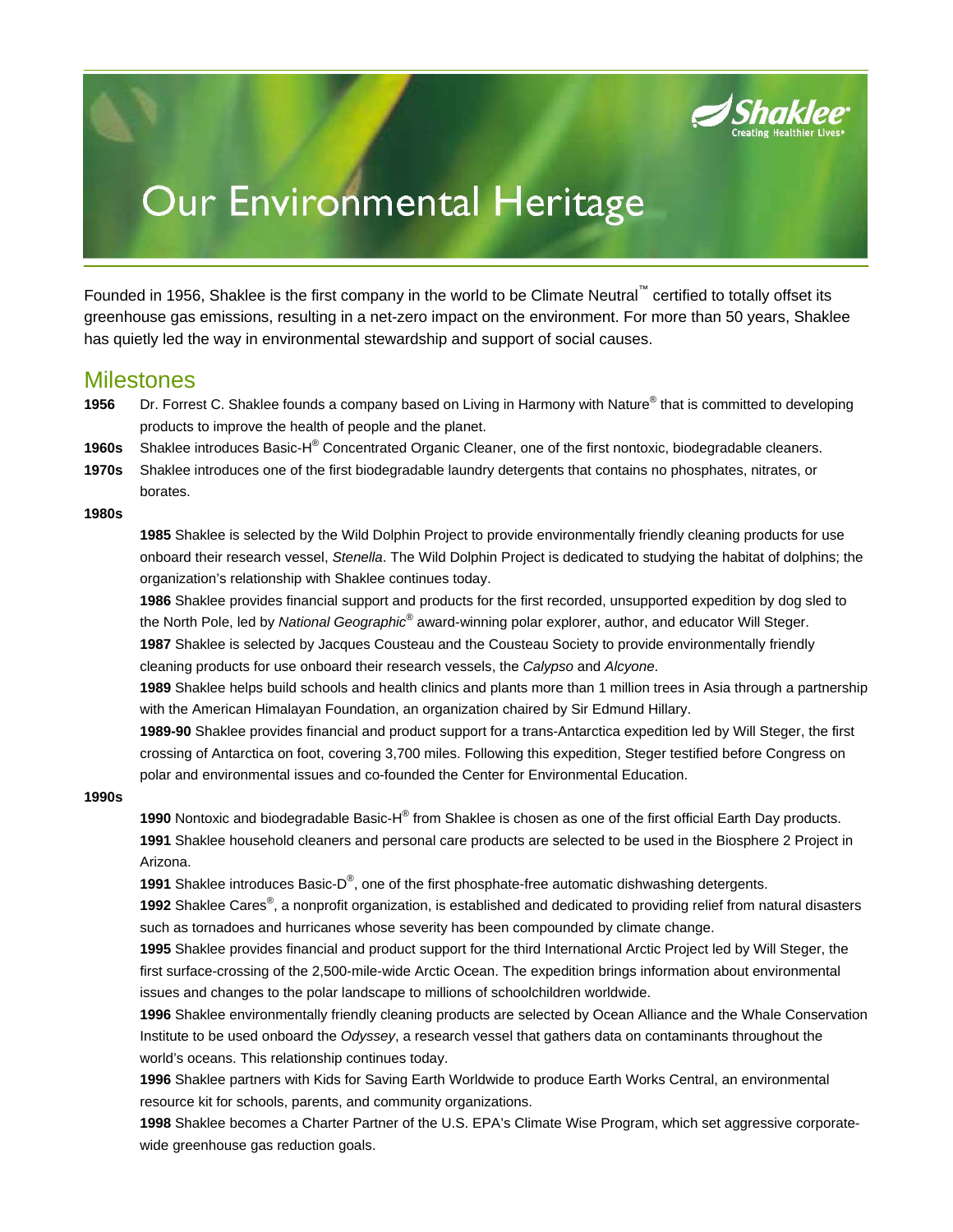# Our Environmental Heritage

Founded in 1956, Shaklee is the first company in the world to be Climate Neutral™ certified to totally offset its greenhouse gas emissions, resulting in a net-zero impact on the environment. For more than 50 years, Shaklee has quietly led the way in environmental stewardship and support of social causes.

## Milestones

**1956** Dr. Forrest C. Shaklee founds a company based on Living in Harmony with Nature® that is committed to developing products to improve the health of people and the planet.

**1960s** Shaklee introduces Basic-H® Concentrated Organic Cleaner, one of the first nontoxic, biodegradable cleaners.

**1970s** Shaklee introduces one of the first biodegradable laundry detergents that contains no phosphates, nitrates, or borates.

**1980s**

**1985** Shaklee is selected by the Wild Dolphin Project to provide environmentally friendly cleaning products for use onboard their research vessel, *Stenella*. The Wild Dolphin Project is dedicated to studying the habitat of dolphins; the organization's relationship with Shaklee continues today.

**1986** Shaklee provides financial support and products for the first recorded, unsupported expedition by dog sled to the North Pole, led by *National Geographic®* award-winning polar explorer, author, and educator Will Steger.

**1987** Shaklee is selected by Jacques Cousteau and the Cousteau Society to provide environmentally friendly cleaning products for use onboard their research vessels, the *Calypso* and *Alcyone*.

**1989** Shaklee helps build schools and health clinics and plants more than 1 million trees in Asia through a partnership with the American Himalayan Foundation, an organization chaired by Sir Edmund Hillary.

**1989-90** Shaklee provides financial and product support for a trans-Antarctica expedition led by Will Steger, the first crossing of Antarctica on foot, covering 3,700 miles. Following this expedition, Steger testified before Congress on polar and environmental issues and co-founded the Center for Environmental Education.

**1990s**

**1990** Nontoxic and biodegradable Basic-H® from Shaklee is chosen as one of the first official Earth Day products.

**1991** Shaklee household cleaners and personal care products are selected to be used in the Biosphere 2 Project in Arizona.

**1991** Shaklee introduces Basic-D®, one of the first phosphate-free automatic dishwashing detergents.

**1992** Shaklee Cares®, a nonprofit organization, is established and dedicated to providing relief from natural disasters such as tornadoes and hurricanes whose severity has been compounded by climate change.

**1995** Shaklee provides financial and product support for the third International Arctic Project led by Will Steger, the first surface-crossing of the 2,500-mile-wide Arctic Ocean. The expedition brings information about environmental issues and changes to the polar landscape to millions of schoolchildren worldwide.

**1996** Shaklee environmentally friendly cleaning products are selected by Ocean Alliance and the Whale Conservation Institute to be used onboard the *Odyssey*, a research vessel that gathers data on contaminants throughout the world's oceans. This relationship continues today.

**1996** Shaklee partners with Kids for Saving Earth Worldwide to produce Earth Works Central, an environmental resource kit for schools, parents, and community organizations.

**1998** Shaklee becomes a Charter Partner of the U.S. EPA's Climate Wise Program, which set aggressive corporate-wide greenhouse gas reduction goals.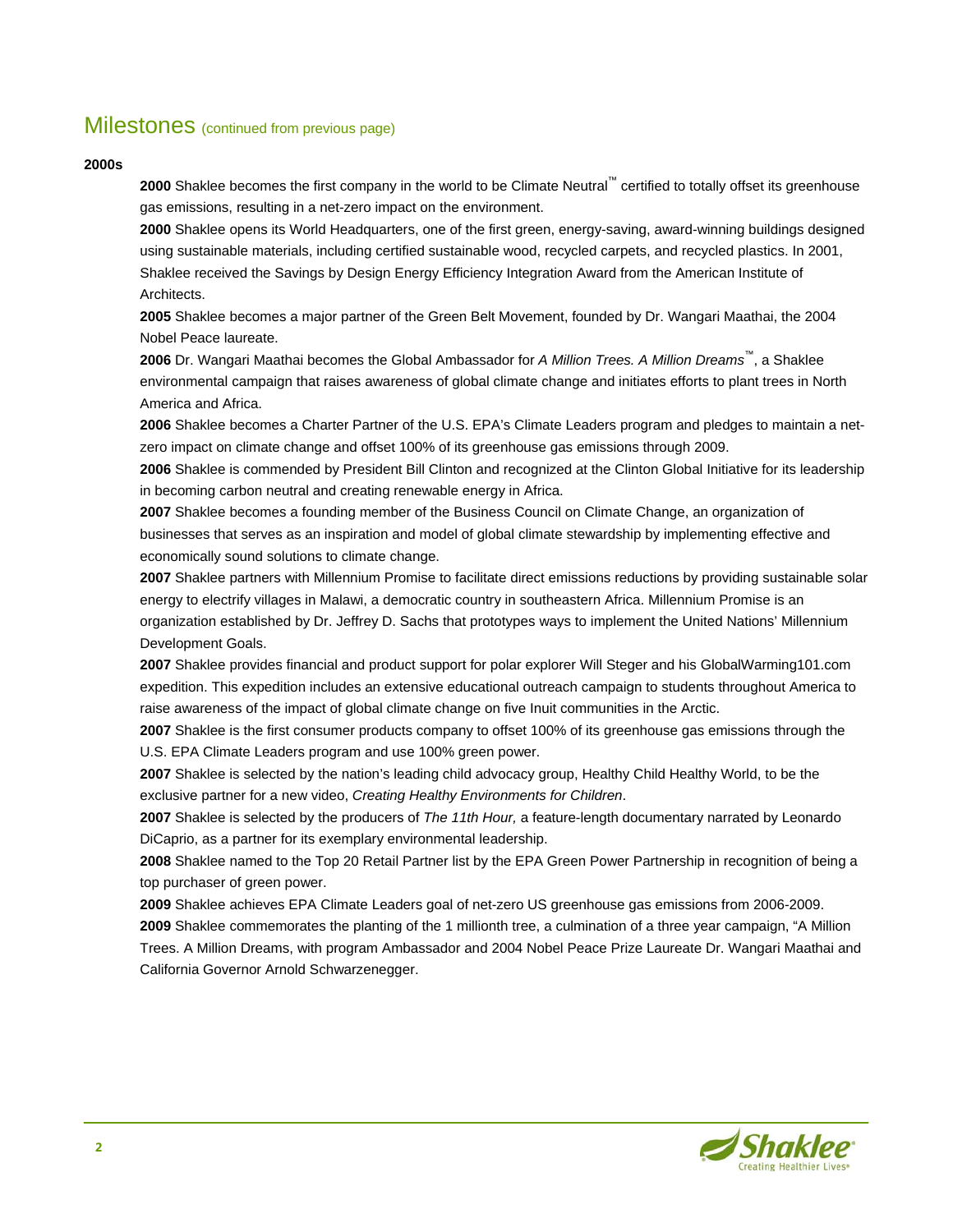## Milestones (continued from previous page)

**2000s**

**2000** Shaklee becomes the first company in the world to be Climate Neutral™ certified to totally offset its greenhouse gas emissions, resulting in a net-zero impact on the environment.

**2000** Shaklee opens its World Headquarters, one of the first green, energy-saving, award-winning buildings designed using sustainable materials, including certified sustainable wood, recycled carpets, and recycled plastics. In 2001, Shaklee received the Savings by Design Energy Efficiency Integration Award from the American Institute of Architects.

**2005** Shaklee becomes a major partner of the Green Belt Movement, founded by Dr. Wangari Maathai, the 2004 Nobel Peace laureate.

**2006** Dr. Wangari Maathai becomes the Global Ambassador for *A Million Trees. A Million Dreams*™, a Shaklee environmental campaign that raises awareness of global climate change and initiates efforts to plant trees in North America and Africa.

**2006** Shaklee becomes a Charter Partner of the U.S. EPA's Climate Leaders program and pledges to maintain a net-zero impact on climate change and offset 100% of its greenhouse gas emissions through 2009.

**2006** Shaklee is commended by President Bill Clinton and recognized at the Clinton Global Initiative for its leadership in becoming carbon neutral and creating renewable energy in Africa.

**2007** Shaklee becomes a founding member of the Business Council on Climate Change, an organization of businesses that serves as an inspiration and model of global climate stewardship by implementing effective and economically sound solutions to climate change.

**2007** Shaklee partners with Millennium Promise to facilitate direct emissions reductions by providing sustainable solar energy to electrify villages in Malawi, a democratic country in southeastern Africa. Millennium Promise is an organization established by Dr. Jeffrey D. Sachs that prototypes ways to implement the United Nations' Millennium Development Goals.

**2007** Shaklee provides financial and product support for polar explorer Will Steger and his GlobalWarming101.com expedition. This expedition includes an extensive educational outreach campaign to students throughout America to raise awareness of the impact of global climate change on five Inuit communities in the Arctic.

**2007** Shaklee is the first consumer products company to offset 100% of its greenhouse gas emissions through the U.S. EPA Climate Leaders program and use 100% green power.

**2007** Shaklee is selected by the nation's leading child advocacy group, Healthy Child Healthy World, to be the exclusive partner for a new video, *Creating Healthy Environments for Children*.

**2007** Shaklee is selected by the producers of *The 11th Hour,* a feature-length documentary narrated by Leonardo DiCaprio, as a partner for its exemplary environmental leadership.

**2008** Shaklee named to the Top 20 Retail Partner list by the EPA Green Power Partnership in recognition of being a top purchaser of green power.

**2009** Shaklee achieves EPA Climate Leaders goal of net-zero US greenhouse gas emissions from 2006-2009.

**2009** Shaklee commemorates the planting of the 1 millionth tree, a culmination of a three year campaign, "A Million Trees. A Million Dreams, with program Ambassador and 2004 Nobel Peace Prize Laureate Dr. Wangari Maathai and California Governor Arnold Schwarzenegger.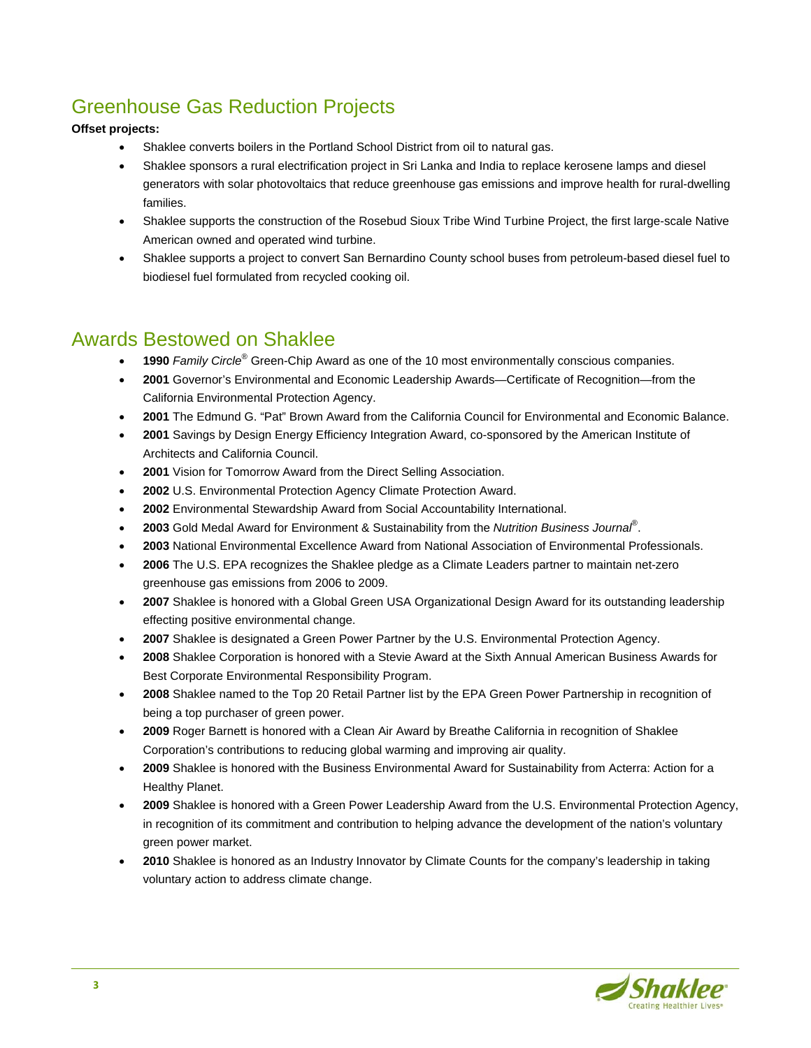## Greenhouse Gas Reduction Projects

**Offset projects:**

- Shaklee converts boilers in the Portland School District from oil to natural gas.
- Shaklee sponsors a rural electrification project in Sri Lanka and India to replace kerosene lamps and diesel generators with solar photovoltaics that reduce greenhouse gas emissions and improve health for rural-dwelling families.
- Shaklee supports the construction of the Rosebud Sioux Tribe Wind Turbine Project, the first large-scale Native American owned and operated wind turbine.
- Shaklee supports a project to convert San Bernardino County school buses from petroleum-based diesel fuel to biodiesel fuel formulated from recycled cooking oil.

## Awards Bestowed on Shaklee

- **1990** *Family Circle*® Green-Chip Award as one of the 10 most environmentally conscious companies.
- **2001** Governor's Environmental and Economic Leadership Awards—Certificate of Recognition—from the California Environmental Protection Agency.
- **2001** The Edmund G. "Pat" Brown Award from the California Council for Environmental and Economic Balance.
- **2001** Savings by Design Energy Efficiency Integration Award, co-sponsored by the American Institute of Architects and California Council.
- **2001** Vision for Tomorrow Award from the Direct Selling Association.
- **2002** U.S. Environmental Protection Agency Climate Protection Award.
- **2002** Environmental Stewardship Award from Social Accountability International.
- **2003** Gold Medal Award for Environment & Sustainability from the *Nutrition Business Journal*®.
- **2003** National Environmental Excellence Award from National Association of Environmental Professionals.
- **2006** The U.S. EPA recognizes the Shaklee pledge as a Climate Leaders partner to maintain net-zero greenhouse gas emissions from 2006 to 2009.
- **2007** Shaklee is honored with a Global Green USA Organizational Design Award for its outstanding leadership effecting positive environmental change.
- **2007** Shaklee is designated a Green Power Partner by the U.S. Environmental Protection Agency.
- **2008** Shaklee Corporation is honored with a Stevie Award at the Sixth Annual American Business Awards for Best Corporate Environmental Responsibility Program.
- **2008** Shaklee named to the Top 20 Retail Partner list by the EPA Green Power Partnership in recognition of being a top purchaser of green power.
- **2009** Roger Barnett is honored with a Clean Air Award by Breathe California in recognition of Shaklee Corporation's contributions to reducing global warming and improving air quality.
- **2009** Shaklee is honored with the Business Environmental Award for Sustainability from Acterra: Action for a Healthy Planet.
- **2009** Shaklee is honored with a Green Power Leadership Award from the U.S. Environmental Protection Agency, in recognition of its commitment and contribution to helping advance the development of the nation's voluntary green power market.
- **2010** Shaklee is honored as an Industry Innovator by Climate Counts for the company's leadership in taking voluntary action to address climate change.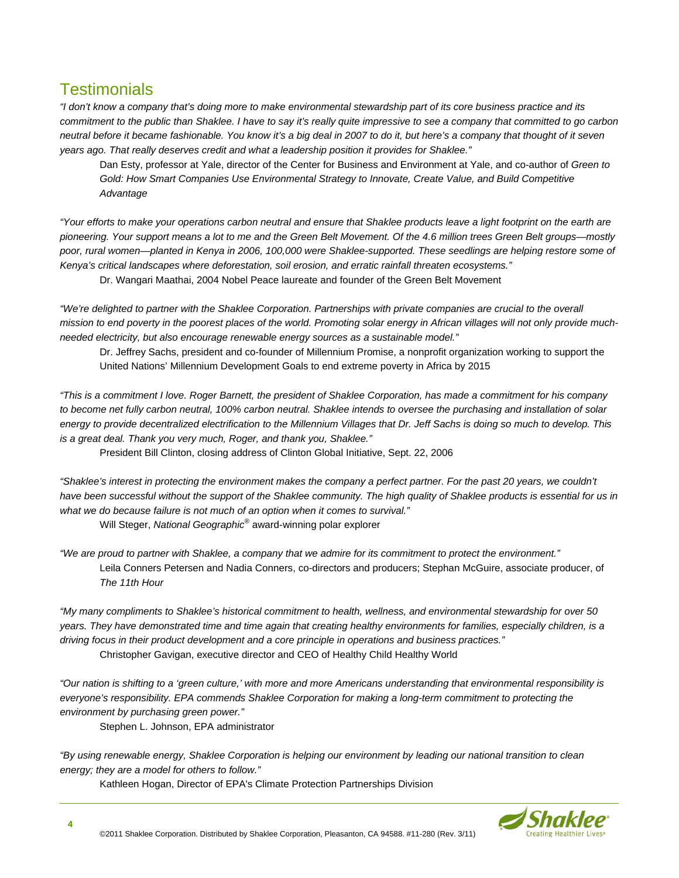## Testimonials

*"I don't know a company that's doing more to make environmental stewardship part of its core business practice and its commitment to the public than Shaklee. I have to say it's really quite impressive to see a company that committed to go carbon neutral before it became fashionable. You know it's a big deal in 2007 to do it, but here's a company that thought of it seven years ago. That really deserves credit and what a leadership position it provides for Shaklee."*

Dan Esty, professor at Yale, director of the Center for Business and Environment at Yale, and co-author of *Green to Gold: How Smart Companies Use Environmental Strategy to Innovate, Create Value, and Build Competitive Advantage*

*"Your efforts to make your operations carbon neutral and ensure that Shaklee products leave a light footprint on the earth are pioneering. Your support means a lot to me and the Green Belt Movement. Of the 4.6 million trees Green Belt groups—mostly poor, rural women—planted in Kenya in 2006, 100,000 were Shaklee-supported. These seedlings are helping restore some of Kenya's critical landscapes where deforestation, soil erosion, and erratic rainfall threaten ecosystems."*

Dr. Wangari Maathai, 2004 Nobel Peace laureate and founder of the Green Belt Movement

*"We're delighted to partner with the Shaklee Corporation. Partnerships with private companies are crucial to the overall mission to end poverty in the poorest places of the world. Promoting solar energy in African villages will not only provide much-needed electricity, but also encourage renewable energy sources as a sustainable model."*

Dr. Jeffrey Sachs, president and co-founder of Millennium Promise, a nonprofit organization working to support the United Nations' Millennium Development Goals to end extreme poverty in Africa by 2015

*"This is a commitment I love. Roger Barnett, the president of Shaklee Corporation, has made a commitment for his company to become net fully carbon neutral, 100% carbon neutral. Shaklee intends to oversee the purchasing and installation of solar energy to provide decentralized electrification to the Millennium Villages that Dr. Jeff Sachs is doing so much to develop. This is a great deal. Thank you very much, Roger, and thank you, Shaklee."*

President Bill Clinton, closing address of Clinton Global Initiative, Sept. 22, 2006

*"Shaklee's interest in protecting the environment makes the company a perfect partner. For the past 20 years, we couldn't have been successful without the support of the Shaklee community. The high quality of Shaklee products is essential for us in what we do because failure is not much of an option when it comes to survival."*

Will Steger, *National Geographic*® award-winning polar explorer

*"We are proud to partner with Shaklee, a company that we admire for its commitment to protect the environment."*

Leila Conners Petersen and Nadia Conners, co-directors and producers; Stephan McGuire, associate producer, of *The 11th Hour*

*"My many compliments to Shaklee's historical commitment to health, wellness, and environmental stewardship for over 50 years. They have demonstrated time and time again that creating healthy environments for families, especially children, is a driving focus in their product development and a core principle in operations and business practices."*

Christopher Gavigan, executive director and CEO of Healthy Child Healthy World

*"Our nation is shifting to a 'green culture,' with more and more Americans understanding that environmental responsibility is everyone's responsibility. EPA commends Shaklee Corporation for making a long-term commitment to protecting the environment by purchasing green power."*

Stephen L. Johnson, EPA administrator

*"By using renewable energy, Shaklee Corporation is helping our environment by leading our national transition to clean energy; they are a model for others to follow."*

Kathleen Hogan, Director of EPA's Climate Protection Partnerships Division

©2011 Shaklee Corporation. Distributed by Shaklee Corporation, Pleasanton, CA 94588. #11-280 (Rev. 3/11)